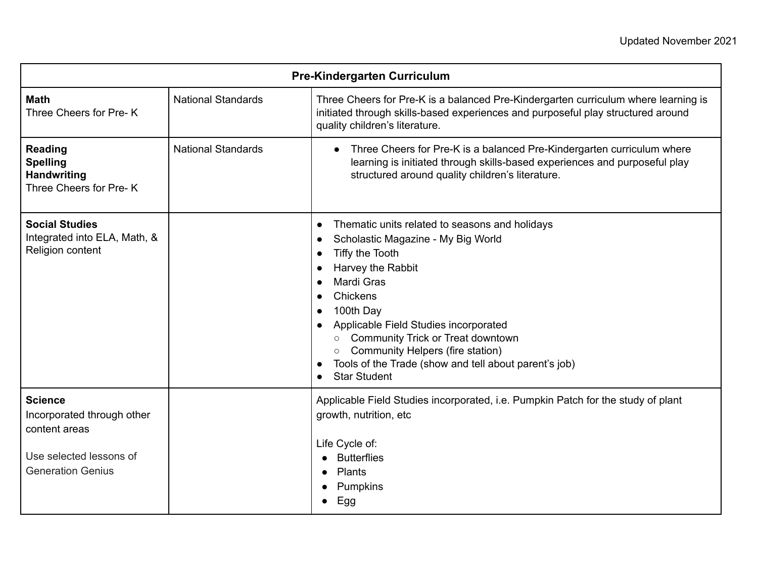Updated November 2021

| Pre-Kindergarten Curriculum | | |
|---|---|---|
| **Math**<br>Three Cheers for Pre- K | National Standards | Three Cheers for Pre-K is a balanced Pre-Kindergarten curriculum where learning is initiated through skills-based experiences and purposeful play structured around quality children's literature. |
| **Reading**<br>**Spelling**<br>**Handwriting**<br>Three Cheers for Pre- K | National Standards | • Three Cheers for Pre-K is a balanced Pre-Kindergarten curriculum where learning is initiated through skills-based experiences and purposeful play structured around quality children's literature. |
| **Social Studies**<br>Integrated into ELA, Math, & Religion content | | • Thematic units related to seasons and holidays<br>• Scholastic Magazine - My Big World<br>• Tiffy the Tooth<br>• Harvey the Rabbit<br>• Mardi Gras<br>• Chickens<br>• 100th Day<br>• Applicable Field Studies incorporated<br>&nbsp;&nbsp;○ Community Trick or Treat downtown<br>&nbsp;&nbsp;○ Community Helpers (fire station)<br>• Tools of the Trade (show and tell about parent's job)<br>• Star Student |
| **Science**<br>Incorporated through other content areas<br><br>Use selected lessons of Generation Genius | | Applicable Field Studies incorporated, i.e. Pumpkin Patch for the study of plant growth, nutrition, etc<br><br>Life Cycle of:<br>• Butterflies<br>• Plants<br>• Pumpkins<br>• Egg |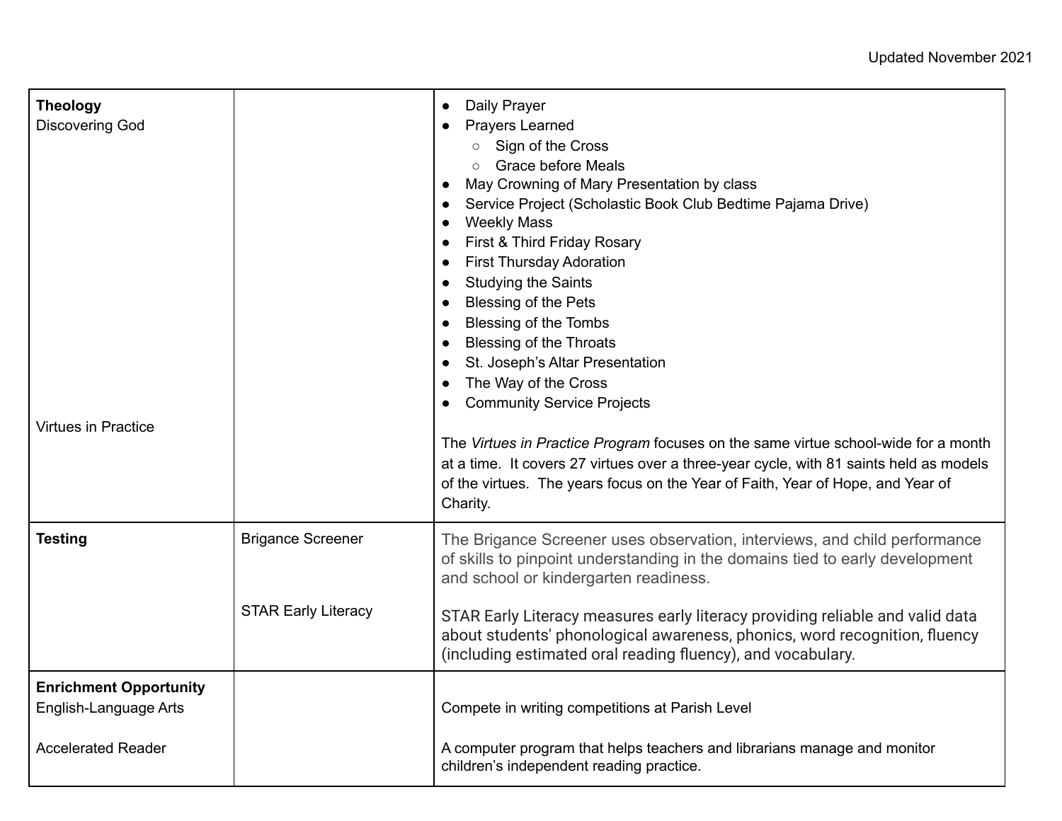Updated November 2021

| | | |
|---|---|---|
| **Theology**<br>Discovering God<br><br><br><br><br><br><br><br><br><br><br><br><br><br>Virtues in Practice | | ● Daily Prayer<br>● Prayers Learned<br>○ Sign of the Cross<br>○ Grace before Meals<br>● May Crowning of Mary Presentation by class<br>● Service Project (Scholastic Book Club Bedtime Pajama Drive)<br>● Weekly Mass<br>● First & Third Friday Rosary<br>● First Thursday Adoration<br>● Studying the Saints<br>● Blessing of the Pets<br>● Blessing of the Tombs<br>● Blessing of the Throats<br>● St. Joseph's Altar Presentation<br>● The Way of the Cross<br>● Community Service Projects<br><br>The *Virtues in Practice Program* focuses on the same virtue school-wide for a month at a time. It covers 27 virtues over a three-year cycle, with 81 saints held as models of the virtues. The years focus on the Year of Faith, Year of Hope, and Year of Charity. |
| **Testing** | Brigance Screener<br><br><br>STAR Early Literacy | The Brigance Screener uses observation, interviews, and child performance of skills to pinpoint understanding in the domains tied to early development and school or kindergarten readiness.<br><br>STAR Early Literacy measures early literacy providing reliable and valid data about students' phonological awareness, phonics, word recognition, fluency (including estimated oral reading fluency), and vocabulary. |
| **Enrichment Opportunity**<br>English-Language Arts<br><br>Accelerated Reader | | <br>Compete in writing competitions at Parish Level<br><br>A computer program that helps teachers and librarians manage and monitor children's independent reading practice. |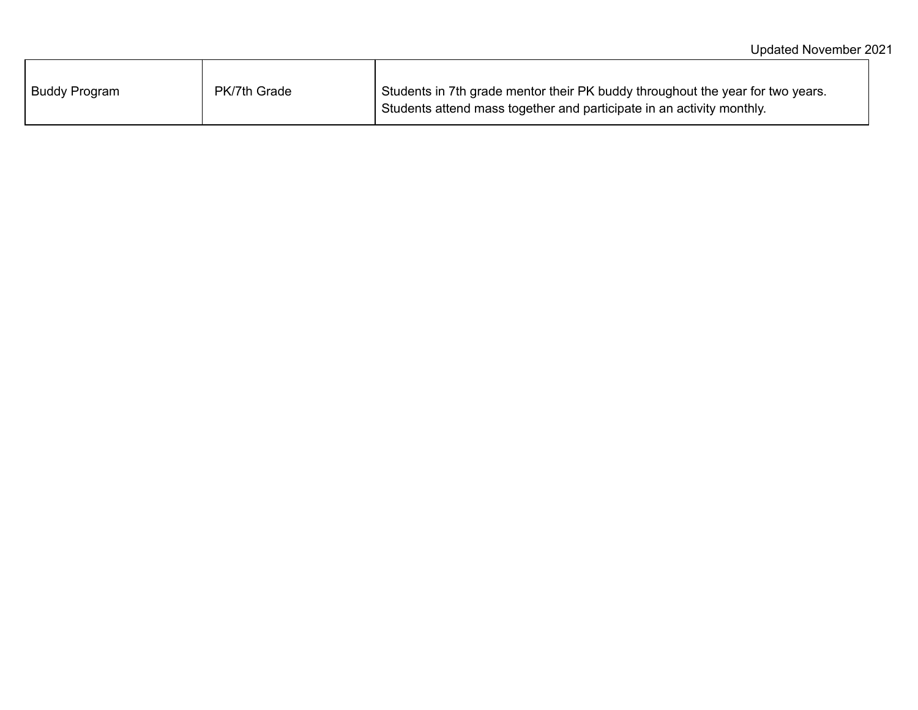Updated November 2021

| | | |
|---|---|---|
| Buddy Program | PK/7th Grade | Students in 7th grade mentor their PK buddy throughout the year for two years. Students attend mass together and participate in an activity monthly. |